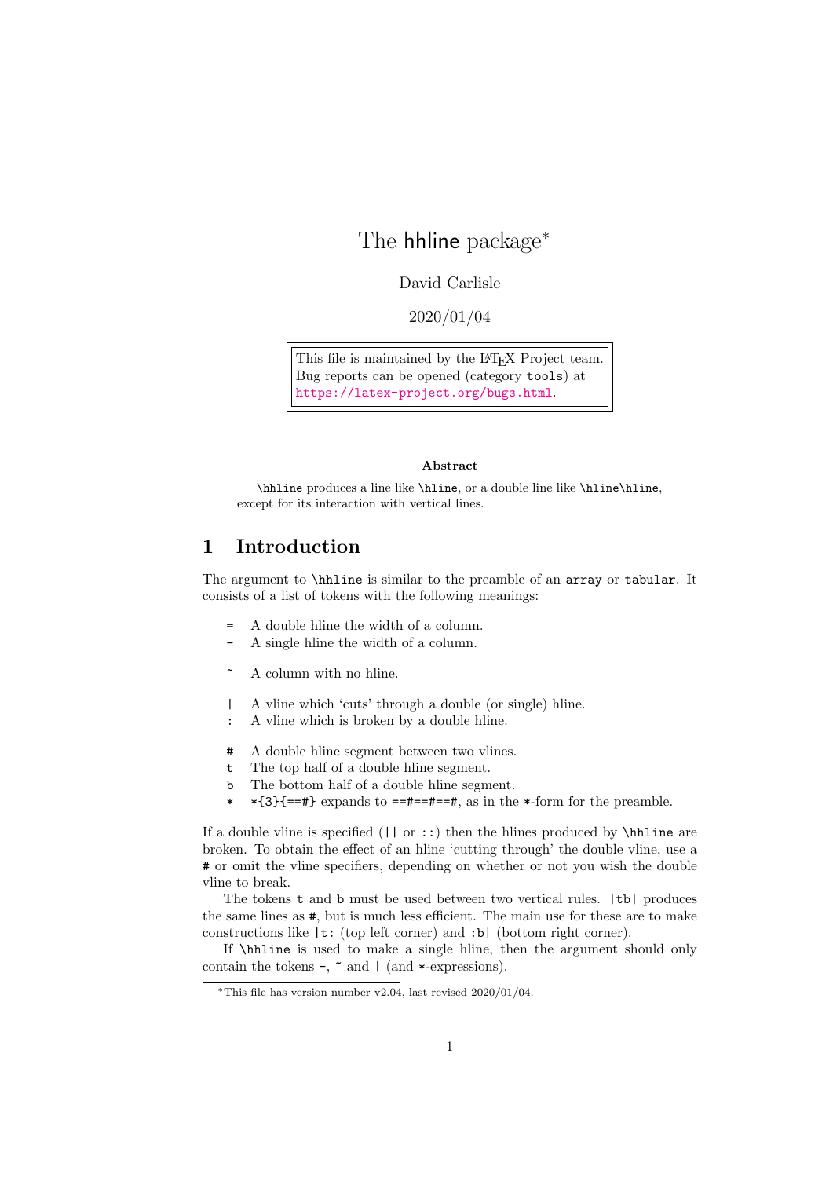# The hhline package*

David Carlisle

2020/01/04

This file is maintained by the LaTeX Project team.
Bug reports can be opened (category `tools`) at
https://latex-project.org/bugs.html.

**Abstract**

`\hhline` produces a line like `\hline`, or a double line like `\hline\hline`, except for its interaction with vertical lines.

## 1 Introduction

The argument to `\hhline` is similar to the preamble of an `array` or `tabular`. It consists of a list of tokens with the following meanings:

- `=` A double hline the width of a column.
- `-` A single hline the width of a column.

- `~` A column with no hline.

- `|` A vline which 'cuts' through a double (or single) hline.
- `:` A vline which is broken by a double hline.

- `#` A double hline segment between two vlines.
- `t` The top half of a double hline segment.
- `b` The bottom half of a double hline segment.
- `*` `*{3}{==#}` expands to `==#==#==#`, as in the `*`-form for the preamble.

If a double vline is specified (`||` or `::`) then the hlines produced by `\hhline` are broken. To obtain the effect of an hline 'cutting through' the double vline, use a `#` or omit the vline specifiers, depending on whether or not you wish the double vline to break.

The tokens `t` and `b` must be used between two vertical rules. `|tb|` produces the same lines as `#`, but is much less efficient. The main use for these are to make constructions like `|t:` (top left corner) and `:b|` (bottom right corner).

If `\hhline` is used to make a single hline, then the argument should only contain the tokens `-`, `~` and `|` (and `*`-expressions).

*This file has version number v2.04, last revised 2020/01/04.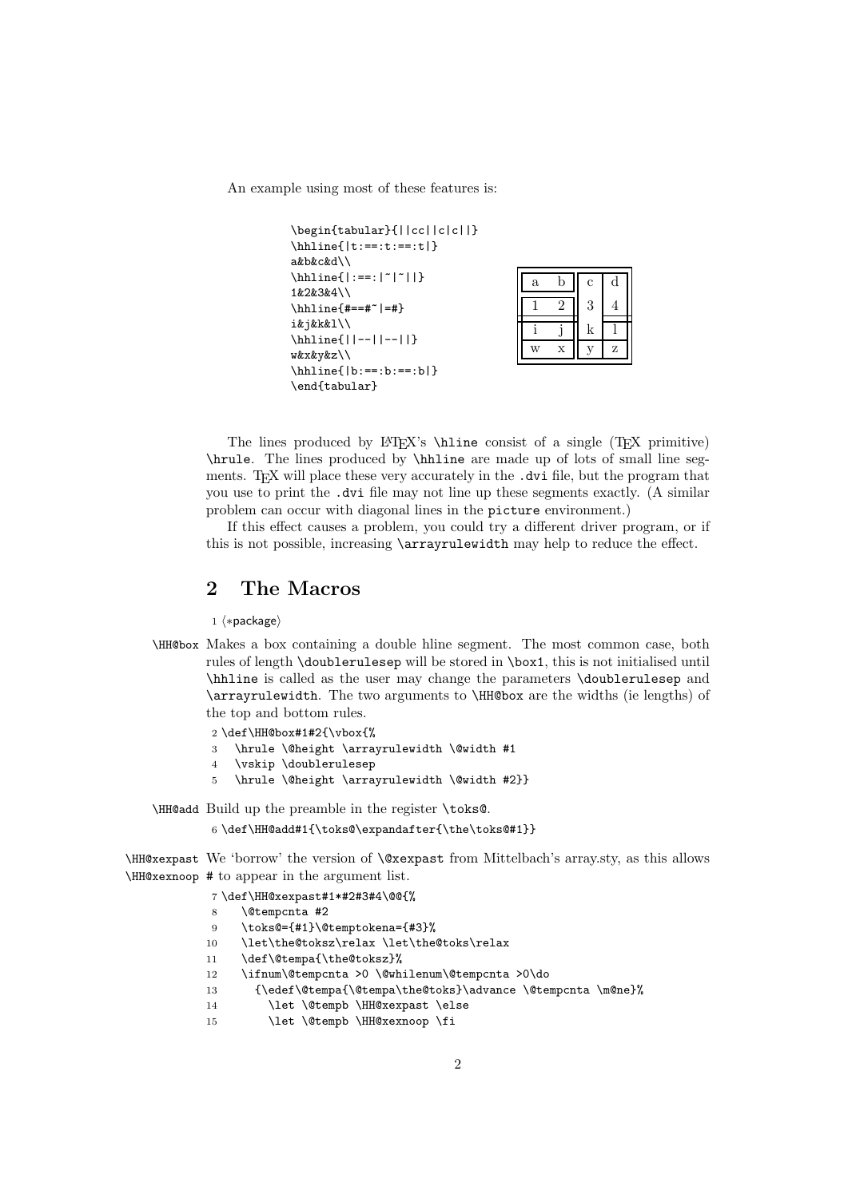An example using most of these features is:

```
\begin{tabular}{||cc||c|c||}
\hhline{|t:==:t:==:t|}
a&b&c&d\\
\hhline{|:==:|~|~||}
1&2&3&4\\
\hhline{#==#~|=#}
i&j&k&l\\
\hhline{||--||--||}
w&x&y&z\\
\hhline{|b:==:b:==:b|}
\end{tabular}
```

| a | b | c | d |
|---|---|---|---|
| 1 | 2 | 3 | 4 |
| i | j | k | l |
| w | x | y | z |

The lines produced by LaTeX's `\hline` consist of a single (TeX primitive) `\hrule`. The lines produced by `\hhline` are made up of lots of small line segments. TeX will place these very accurately in the `.dvi` file, but the program that you use to print the `.dvi` file may not line up these segments exactly. (A similar problem can occur with diagonal lines in the `picture` environment.)

If this effect causes a problem, you could try a different driver program, or if this is not possible, increasing `\arrayrulewidth` may help to reduce the effect.

## 2 The Macros

```
1 ⟨*package⟩
```

**\HH@box** Makes a box containing a double hline segment. The most common case, both rules of length `\doublerulesep` will be stored in `\box1`, this is not initialised until `\hhline` is called as the user may change the parameters `\doublerulesep` and `\arrayrulewidth`. The two arguments to `\HH@box` are the widths (ie lengths) of the top and bottom rules.

```
2 \def\HH@box#1#2{\vbox{%
3   \hrule \@height \arrayrulewidth \@width #1
4   \vskip \doublerulesep
5   \hrule \@height \arrayrulewidth \@width #2}}
```

**\HH@add** Build up the preamble in the register `\toks@`.

```
6 \def\HH@add#1{\toks@\expandafter{\the\toks@#1}}
```

**\HH@xexpast** **\HH@xexnoop** We 'borrow' the version of `\@xexpast` from Mittelbach's array.sty, as this allows `#` to appear in the argument list.

```
7 \def\HH@xexpast#1*#2#3#4\@@{%
8    \@tempcnta #2
9    \toks@={#1}\@temptokena={#3}%
10   \let\the@toksz\relax \let\the@toks\relax
11   \def\@tempa{\the@toksz}%
12   \ifnum\@tempcnta >0 \@whilenum\@tempcnta >0\do
13     {\edef\@tempa{\@tempa\the@toks}\advance \@tempcnta \m@ne}%
14       \let \@tempb \HH@xexpast \else
15       \let \@tempb \HH@xexnoop \fi
```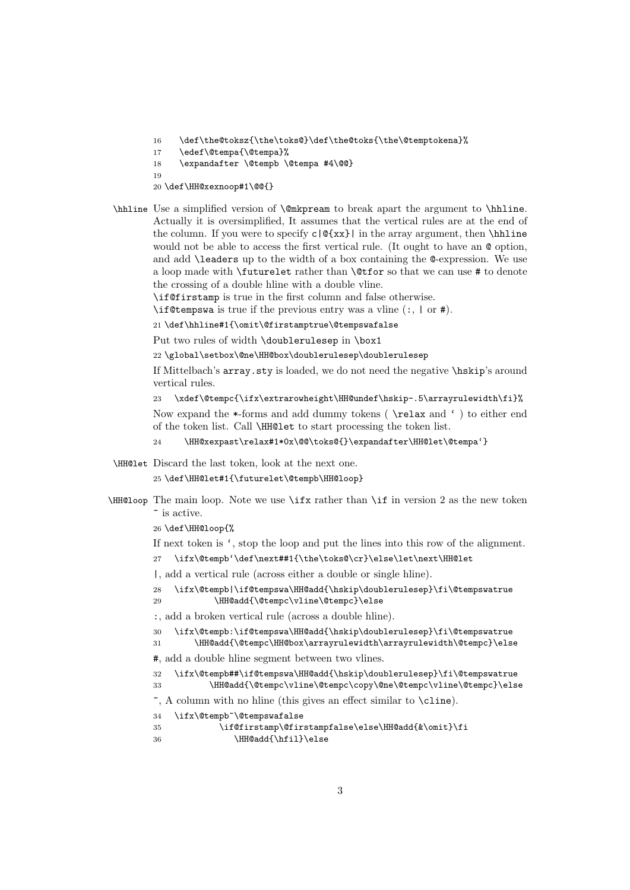```
16   \def\the@toksz{\the\toks@}\def\the@toks{\the\@temptokena}%
17   \edef\@tempa{\@tempa}%
18   \expandafter \@tempb \@tempa #4\@@}
19
20 \def\HH@xexnoop#1\@@{}
```

**\hhline** Use a simplified version of `\@mkpream` to break apart the argument to `\hhline`. Actually it is oversimplified, It assumes that the vertical rules are at the end of the column. If you were to specify `c|@{xx}|` in the array argument, then `\hhline` would not be able to access the first vertical rule. (It ought to have an `@` option, and add `\leaders` up to the width of a box containing the `@`-expression. We use a loop made with `\futurelet` rather than `\@tfor` so that we can use `#` to denote the crossing of a double hline with a double vline.

`\if@firstamp` is true in the first column and false otherwise.

`\if@tempswa` is true if the previous entry was a vline (`:`, `|` or `#`).

```
21 \def\hhline#1{\omit\@firstamptrue\@tempswafalse
```

Put two rules of width `\doublerulesep` in `\box1`

```
22 \global\setbox\@ne\HH@box\doublerulesep\doublerulesep
```

If Mittelbach's `array.sty` is loaded, we do not need the negative `\hskip`'s around vertical rules.

```
23   \xdef\@tempc{\ifx\extrarowheight\HH@undef\hskip-.5\arrayrulewidth\fi}%
```

Now expand the `*`-forms and add dummy tokens ( `\relax` and ` ) to either end of the token list. Call `\HH@let` to start processing the token list.

```
24    \HH@xexpast\relax#1*0x\@@\toks@{}\expandafter\HH@let\@tempa`}
```

**\HH@let** Discard the last token, look at the next one.

```
25 \def\HH@let#1{\futurelet\@tempb\HH@loop}
```

**\HH@loop** The main loop. Note we use `\ifx` rather than `\if` in version 2 as the new token `~` is active.

```
26 \def\HH@loop{%
```

If next token is `, stop the loop and put the lines into this row of the alignment.

```
27   \ifx\@tempb`\def\next##1{\the\toks@\cr}\else\let\next\HH@let
```

`|`, add a vertical rule (across either a double or single hline).

```
28   \ifx\@tempb|\if@tempswa\HH@add{\hskip\doublerulesep}\fi\@tempswatrue
29         \HH@add{\@tempc\vline\@tempc}\else
```

`:`, add a broken vertical rule (across a double hline).

```
30   \ifx\@tempb:\if@tempswa\HH@add{\hskip\doublerulesep}\fi\@tempswatrue
31      \HH@add{\@tempc\HH@box\arrayrulewidth\arrayrulewidth\@tempc}\else
```

`#`, add a double hline segment between two vlines.

```
32   \ifx\@tempb##\if@tempswa\HH@add{\hskip\doublerulesep}\fi\@tempswatrue
33         \HH@add{\@tempc\vline\@tempc\copy\@ne\@tempc\vline\@tempc}\else
```

`~`, A column with no hline (this gives an effect similar to `\cline`).

```
34   \ifx\@tempb~\@tempswafalse
35          \if@firstamp\@firstampfalse\else\HH@add{&\omit}\fi
36            \HH@add{\hfil}\else
```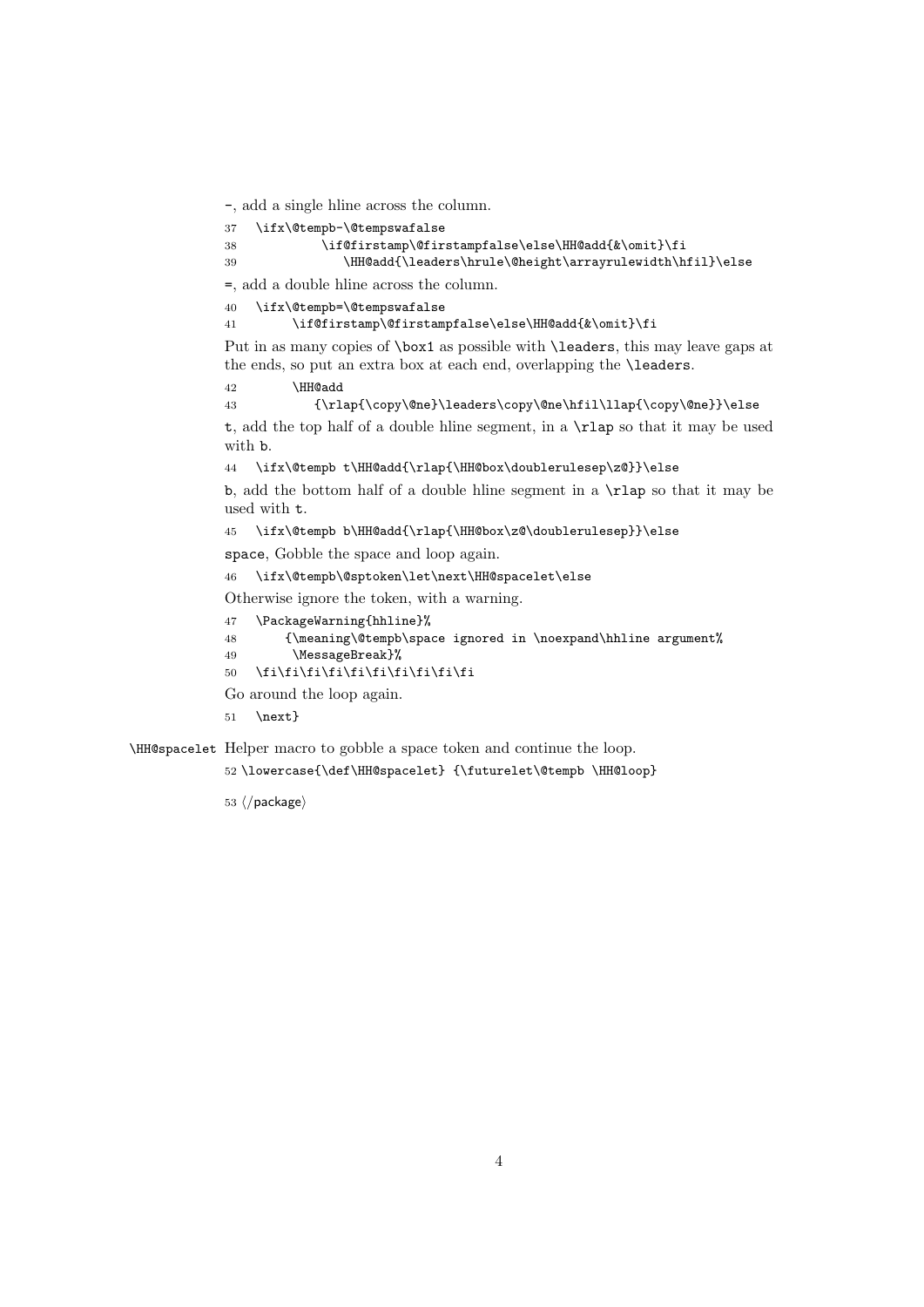-, add a single hline across the column.

```
37   \ifx\@tempb-\@tempswafalse
38             \if@firstamp\@firstampfalse\else\HH@add{&\omit}\fi
39                \HH@add{\leaders\hrule\@height\arrayrulewidth\hfil}\else
```

=, add a double hline across the column.

```
40   \ifx\@tempb=\@tempswafalse
41        \if@firstamp\@firstampfalse\else\HH@add{&\omit}\fi
```

Put in as many copies of `\box1` as possible with `\leaders`, this may leave gaps at the ends, so put an extra box at each end, overlapping the `\leaders`.

```
42        \HH@add
43           {\rlap{\copy\@ne}\leaders\copy\@ne\hfil\llap{\copy\@ne}}\else
```

t, add the top half of a double hline segment, in a `\rlap` so that it may be used with b.

```
44   \ifx\@tempb t\HH@add{\rlap{\HH@box\doublerulesep\z@}}\else
```

b, add the bottom half of a double hline segment in a `\rlap` so that it may be used with t.

```
45   \ifx\@tempb b\HH@add{\rlap{\HH@box\z@\doublerulesep}}\else
```

space, Gobble the space and loop again.

```
46   \ifx\@tempb\@sptoken\let\next\HH@spacelet\else
```

Otherwise ignore the token, with a warning.

```
47   \PackageWarning{hhline}%
48       {\meaning\@tempb\space ignored in \noexpand\hhline argument%
49        \MessageBreak}%
50   \fi\fi\fi\fi\fi\fi\fi\fi\fi
```

Go around the loop again.

```
51   \next}
```

`\HH@spacelet` Helper macro to gobble a space token and continue the loop.

```
52 \lowercase{\def\HH@spacelet} {\futurelet\@tempb \HH@loop}
```

```
53 ⟨/package⟩
```